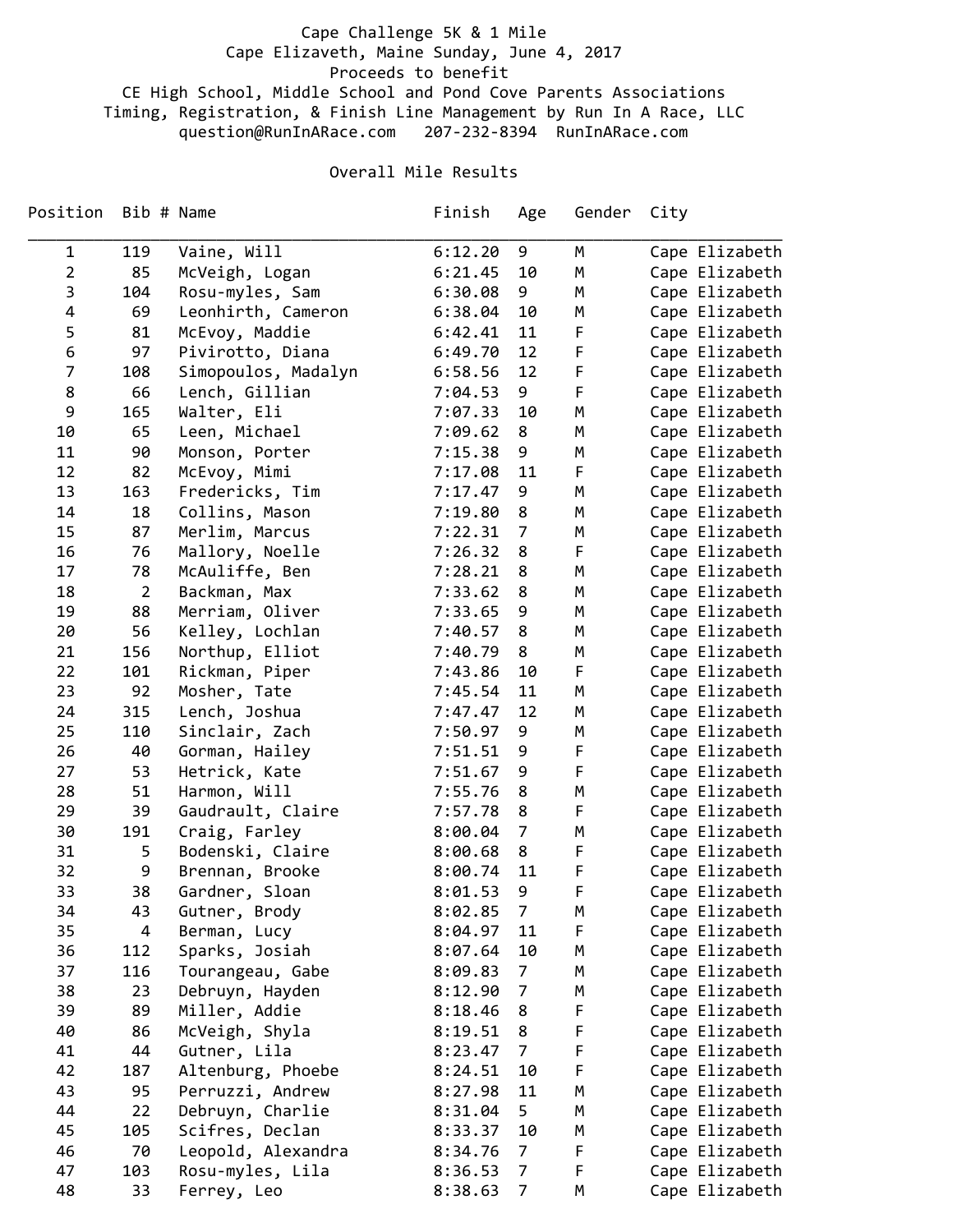Cape Challenge 5K & 1 Mile
Cape Elizaveth, Maine Sunday, June 4, 2017
Proceeds to benefit
CE High School, Middle School and Pond Cove Parents Associations
Timing, Registration, & Finish Line Management by Run In A Race, LLC
question@RunInARace.com 207-232-8394 RunInARace.com

## Overall Mile Results

| Position | Bib # | Name | Finish | Age | Gender | City |
|---|---|---|---|---|---|---|
| 1 | 119 | Vaine, Will | 6:12.20 | 9 | M | Cape Elizabeth |
| 2 | 85 | McVeigh, Logan | 6:21.45 | 10 | M | Cape Elizabeth |
| 3 | 104 | Rosu-myles, Sam | 6:30.08 | 9 | M | Cape Elizabeth |
| 4 | 69 | Leonhirth, Cameron | 6:38.04 | 10 | M | Cape Elizabeth |
| 5 | 81 | McEvoy, Maddie | 6:42.41 | 11 | F | Cape Elizabeth |
| 6 | 97 | Pivirotto, Diana | 6:49.70 | 12 | F | Cape Elizabeth |
| 7 | 108 | Simopoulos, Madalyn | 6:58.56 | 12 | F | Cape Elizabeth |
| 8 | 66 | Lench, Gillian | 7:04.53 | 9 | F | Cape Elizabeth |
| 9 | 165 | Walter, Eli | 7:07.33 | 10 | M | Cape Elizabeth |
| 10 | 65 | Leen, Michael | 7:09.62 | 8 | M | Cape Elizabeth |
| 11 | 90 | Monson, Porter | 7:15.38 | 9 | M | Cape Elizabeth |
| 12 | 82 | McEvoy, Mimi | 7:17.08 | 11 | F | Cape Elizabeth |
| 13 | 163 | Fredericks, Tim | 7:17.47 | 9 | M | Cape Elizabeth |
| 14 | 18 | Collins, Mason | 7:19.80 | 8 | M | Cape Elizabeth |
| 15 | 87 | Merlim, Marcus | 7:22.31 | 7 | M | Cape Elizabeth |
| 16 | 76 | Mallory, Noelle | 7:26.32 | 8 | F | Cape Elizabeth |
| 17 | 78 | McAuliffe, Ben | 7:28.21 | 8 | M | Cape Elizabeth |
| 18 | 2 | Backman, Max | 7:33.62 | 8 | M | Cape Elizabeth |
| 19 | 88 | Merriam, Oliver | 7:33.65 | 9 | M | Cape Elizabeth |
| 20 | 56 | Kelley, Lochlan | 7:40.57 | 8 | M | Cape Elizabeth |
| 21 | 156 | Northup, Elliot | 7:40.79 | 8 | M | Cape Elizabeth |
| 22 | 101 | Rickman, Piper | 7:43.86 | 10 | F | Cape Elizabeth |
| 23 | 92 | Mosher, Tate | 7:45.54 | 11 | M | Cape Elizabeth |
| 24 | 315 | Lench, Joshua | 7:47.47 | 12 | M | Cape Elizabeth |
| 25 | 110 | Sinclair, Zach | 7:50.97 | 9 | M | Cape Elizabeth |
| 26 | 40 | Gorman, Hailey | 7:51.51 | 9 | F | Cape Elizabeth |
| 27 | 53 | Hetrick, Kate | 7:51.67 | 9 | F | Cape Elizabeth |
| 28 | 51 | Harmon, Will | 7:55.76 | 8 | M | Cape Elizabeth |
| 29 | 39 | Gaudrault, Claire | 7:57.78 | 8 | F | Cape Elizabeth |
| 30 | 191 | Craig, Farley | 8:00.04 | 7 | M | Cape Elizabeth |
| 31 | 5 | Bodenski, Claire | 8:00.68 | 8 | F | Cape Elizabeth |
| 32 | 9 | Brennan, Brooke | 8:00.74 | 11 | F | Cape Elizabeth |
| 33 | 38 | Gardner, Sloan | 8:01.53 | 9 | F | Cape Elizabeth |
| 34 | 43 | Gutner, Brody | 8:02.85 | 7 | M | Cape Elizabeth |
| 35 | 4 | Berman, Lucy | 8:04.97 | 11 | F | Cape Elizabeth |
| 36 | 112 | Sparks, Josiah | 8:07.64 | 10 | M | Cape Elizabeth |
| 37 | 116 | Tourangeau, Gabe | 8:09.83 | 7 | M | Cape Elizabeth |
| 38 | 23 | Debruyn, Hayden | 8:12.90 | 7 | M | Cape Elizabeth |
| 39 | 89 | Miller, Addie | 8:18.46 | 8 | F | Cape Elizabeth |
| 40 | 86 | McVeigh, Shyla | 8:19.51 | 8 | F | Cape Elizabeth |
| 41 | 44 | Gutner, Lila | 8:23.47 | 7 | F | Cape Elizabeth |
| 42 | 187 | Altenburg, Phoebe | 8:24.51 | 10 | F | Cape Elizabeth |
| 43 | 95 | Perruzzi, Andrew | 8:27.98 | 11 | M | Cape Elizabeth |
| 44 | 22 | Debruyn, Charlie | 8:31.04 | 5 | M | Cape Elizabeth |
| 45 | 105 | Scifres, Declan | 8:33.37 | 10 | M | Cape Elizabeth |
| 46 | 70 | Leopold, Alexandra | 8:34.76 | 7 | F | Cape Elizabeth |
| 47 | 103 | Rosu-myles, Lila | 8:36.53 | 7 | F | Cape Elizabeth |
| 48 | 33 | Ferrey, Leo | 8:38.63 | 7 | M | Cape Elizabeth |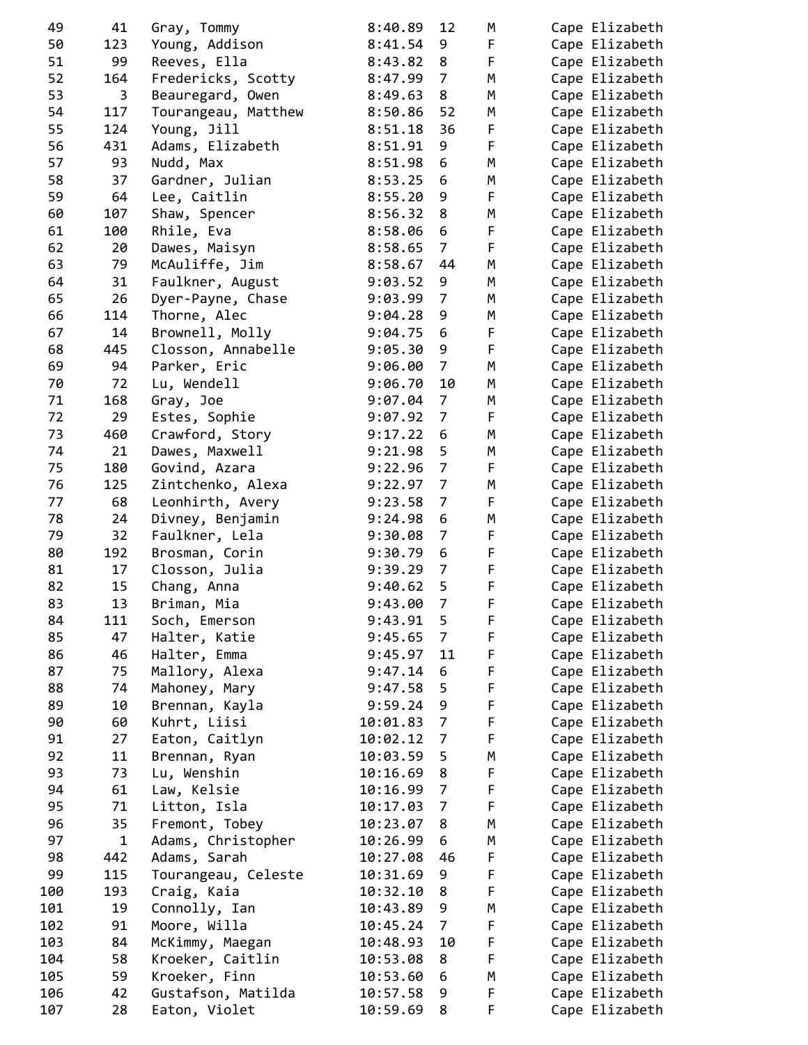| | | | | | | |
|---|---|---|---|---|---|---|
| 49 | 41 | Gray, Tommy | 8:40.89 | 12 | M | Cape Elizabeth |
| 50 | 123 | Young, Addison | 8:41.54 | 9 | F | Cape Elizabeth |
| 51 | 99 | Reeves, Ella | 8:43.82 | 8 | F | Cape Elizabeth |
| 52 | 164 | Fredericks, Scotty | 8:47.99 | 7 | M | Cape Elizabeth |
| 53 | 3 | Beauregard, Owen | 8:49.63 | 8 | M | Cape Elizabeth |
| 54 | 117 | Tourangeau, Matthew | 8:50.86 | 52 | M | Cape Elizabeth |
| 55 | 124 | Young, Jill | 8:51.18 | 36 | F | Cape Elizabeth |
| 56 | 431 | Adams, Elizabeth | 8:51.91 | 9 | F | Cape Elizabeth |
| 57 | 93 | Nudd, Max | 8:51.98 | 6 | M | Cape Elizabeth |
| 58 | 37 | Gardner, Julian | 8:53.25 | 6 | M | Cape Elizabeth |
| 59 | 64 | Lee, Caitlin | 8:55.20 | 9 | F | Cape Elizabeth |
| 60 | 107 | Shaw, Spencer | 8:56.32 | 8 | M | Cape Elizabeth |
| 61 | 100 | Rhile, Eva | 8:58.06 | 6 | F | Cape Elizabeth |
| 62 | 20 | Dawes, Maisyn | 8:58.65 | 7 | F | Cape Elizabeth |
| 63 | 79 | McAuliffe, Jim | 8:58.67 | 44 | M | Cape Elizabeth |
| 64 | 31 | Faulkner, August | 9:03.52 | 9 | M | Cape Elizabeth |
| 65 | 26 | Dyer-Payne, Chase | 9:03.99 | 7 | M | Cape Elizabeth |
| 66 | 114 | Thorne, Alec | 9:04.28 | 9 | M | Cape Elizabeth |
| 67 | 14 | Brownell, Molly | 9:04.75 | 6 | F | Cape Elizabeth |
| 68 | 445 | Closson, Annabelle | 9:05.30 | 9 | F | Cape Elizabeth |
| 69 | 94 | Parker, Eric | 9:06.00 | 7 | M | Cape Elizabeth |
| 70 | 72 | Lu, Wendell | 9:06.70 | 10 | M | Cape Elizabeth |
| 71 | 168 | Gray, Joe | 9:07.04 | 7 | M | Cape Elizabeth |
| 72 | 29 | Estes, Sophie | 9:07.92 | 7 | F | Cape Elizabeth |
| 73 | 460 | Crawford, Story | 9:17.22 | 6 | M | Cape Elizabeth |
| 74 | 21 | Dawes, Maxwell | 9:21.98 | 5 | M | Cape Elizabeth |
| 75 | 180 | Govind, Azara | 9:22.96 | 7 | F | Cape Elizabeth |
| 76 | 125 | Zintchenko, Alexa | 9:22.97 | 7 | M | Cape Elizabeth |
| 77 | 68 | Leonhirth, Avery | 9:23.58 | 7 | F | Cape Elizabeth |
| 78 | 24 | Divney, Benjamin | 9:24.98 | 6 | M | Cape Elizabeth |
| 79 | 32 | Faulkner, Lela | 9:30.08 | 7 | F | Cape Elizabeth |
| 80 | 192 | Brosman, Corin | 9:30.79 | 6 | F | Cape Elizabeth |
| 81 | 17 | Closson, Julia | 9:39.29 | 7 | F | Cape Elizabeth |
| 82 | 15 | Chang, Anna | 9:40.62 | 5 | F | Cape Elizabeth |
| 83 | 13 | Briman, Mia | 9:43.00 | 7 | F | Cape Elizabeth |
| 84 | 111 | Soch, Emerson | 9:43.91 | 5 | F | Cape Elizabeth |
| 85 | 47 | Halter, Katie | 9:45.65 | 7 | F | Cape Elizabeth |
| 86 | 46 | Halter, Emma | 9:45.97 | 11 | F | Cape Elizabeth |
| 87 | 75 | Mallory, Alexa | 9:47.14 | 6 | F | Cape Elizabeth |
| 88 | 74 | Mahoney, Mary | 9:47.58 | 5 | F | Cape Elizabeth |
| 89 | 10 | Brennan, Kayla | 9:59.24 | 9 | F | Cape Elizabeth |
| 90 | 60 | Kuhrt, Liisi | 10:01.83 | 7 | F | Cape Elizabeth |
| 91 | 27 | Eaton, Caitlyn | 10:02.12 | 7 | F | Cape Elizabeth |
| 92 | 11 | Brennan, Ryan | 10:03.59 | 5 | M | Cape Elizabeth |
| 93 | 73 | Lu, Wenshin | 10:16.69 | 8 | F | Cape Elizabeth |
| 94 | 61 | Law, Kelsie | 10:16.99 | 7 | F | Cape Elizabeth |
| 95 | 71 | Litton, Isla | 10:17.03 | 7 | F | Cape Elizabeth |
| 96 | 35 | Fremont, Tobey | 10:23.07 | 8 | M | Cape Elizabeth |
| 97 | 1 | Adams, Christopher | 10:26.99 | 6 | M | Cape Elizabeth |
| 98 | 442 | Adams, Sarah | 10:27.08 | 46 | F | Cape Elizabeth |
| 99 | 115 | Tourangeau, Celeste | 10:31.69 | 9 | F | Cape Elizabeth |
| 100 | 193 | Craig, Kaia | 10:32.10 | 8 | F | Cape Elizabeth |
| 101 | 19 | Connolly, Ian | 10:43.89 | 9 | M | Cape Elizabeth |
| 102 | 91 | Moore, Willa | 10:45.24 | 7 | F | Cape Elizabeth |
| 103 | 84 | McKimmy, Maegan | 10:48.93 | 10 | F | Cape Elizabeth |
| 104 | 58 | Kroeker, Caitlin | 10:53.08 | 8 | F | Cape Elizabeth |
| 105 | 59 | Kroeker, Finn | 10:53.60 | 6 | M | Cape Elizabeth |
| 106 | 42 | Gustafson, Matilda | 10:57.58 | 9 | F | Cape Elizabeth |
| 107 | 28 | Eaton, Violet | 10:59.69 | 8 | F | Cape Elizabeth |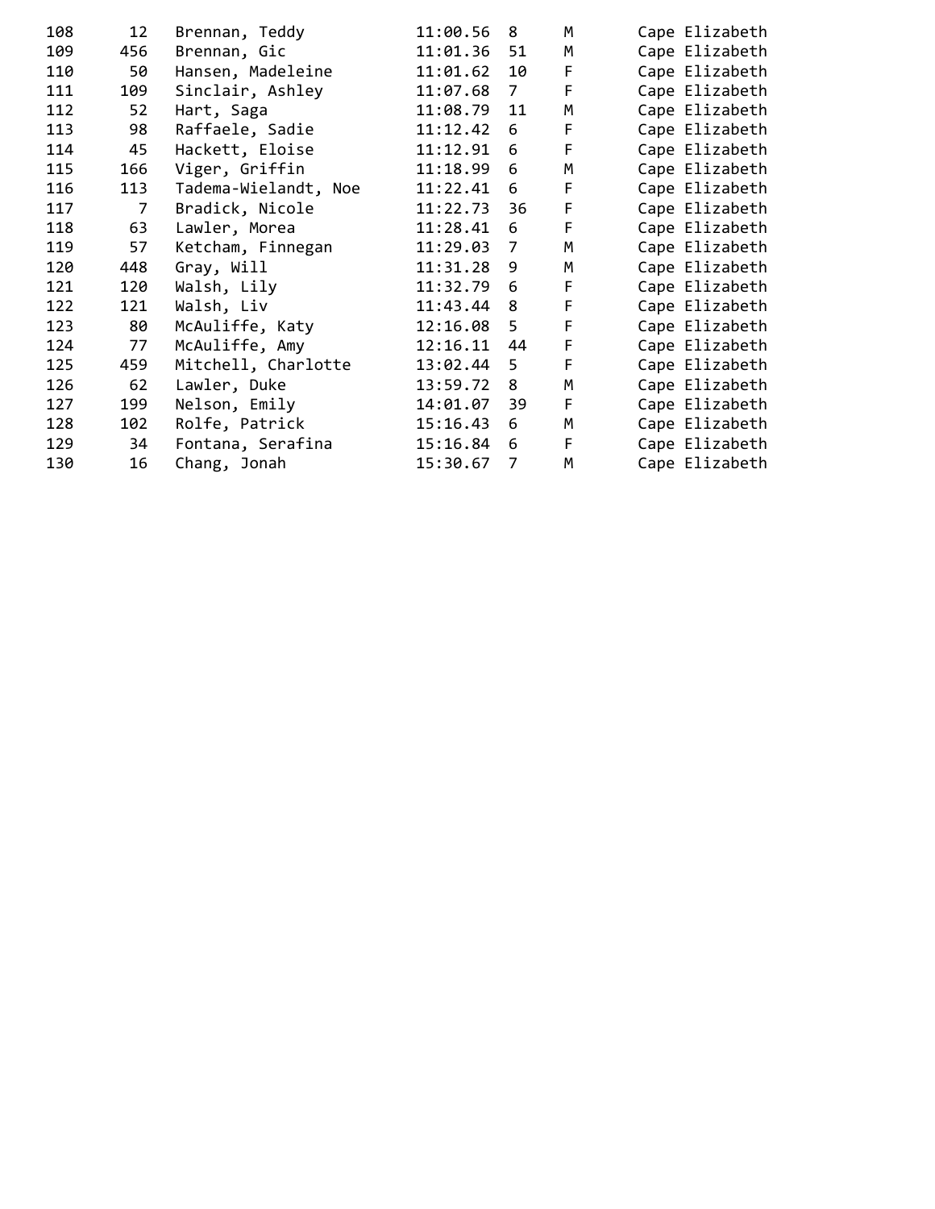| | | | | | | |
|---|---|---|---|---|---|---|
| 108 | 12 | Brennan, Teddy | 11:00.56 | 8 | M | Cape Elizabeth |
| 109 | 456 | Brennan, Gic | 11:01.36 | 51 | M | Cape Elizabeth |
| 110 | 50 | Hansen, Madeleine | 11:01.62 | 10 | F | Cape Elizabeth |
| 111 | 109 | Sinclair, Ashley | 11:07.68 | 7 | F | Cape Elizabeth |
| 112 | 52 | Hart, Saga | 11:08.79 | 11 | M | Cape Elizabeth |
| 113 | 98 | Raffaele, Sadie | 11:12.42 | 6 | F | Cape Elizabeth |
| 114 | 45 | Hackett, Eloise | 11:12.91 | 6 | F | Cape Elizabeth |
| 115 | 166 | Viger, Griffin | 11:18.99 | 6 | M | Cape Elizabeth |
| 116 | 113 | Tadema-Wielandt, Noe | 11:22.41 | 6 | F | Cape Elizabeth |
| 117 | 7 | Bradick, Nicole | 11:22.73 | 36 | F | Cape Elizabeth |
| 118 | 63 | Lawler, Morea | 11:28.41 | 6 | F | Cape Elizabeth |
| 119 | 57 | Ketcham, Finnegan | 11:29.03 | 7 | M | Cape Elizabeth |
| 120 | 448 | Gray, Will | 11:31.28 | 9 | M | Cape Elizabeth |
| 121 | 120 | Walsh, Lily | 11:32.79 | 6 | F | Cape Elizabeth |
| 122 | 121 | Walsh, Liv | 11:43.44 | 8 | F | Cape Elizabeth |
| 123 | 80 | McAuliffe, Katy | 12:16.08 | 5 | F | Cape Elizabeth |
| 124 | 77 | McAuliffe, Amy | 12:16.11 | 44 | F | Cape Elizabeth |
| 125 | 459 | Mitchell, Charlotte | 13:02.44 | 5 | F | Cape Elizabeth |
| 126 | 62 | Lawler, Duke | 13:59.72 | 8 | M | Cape Elizabeth |
| 127 | 199 | Nelson, Emily | 14:01.07 | 39 | F | Cape Elizabeth |
| 128 | 102 | Rolfe, Patrick | 15:16.43 | 6 | M | Cape Elizabeth |
| 129 | 34 | Fontana, Serafina | 15:16.84 | 6 | F | Cape Elizabeth |
| 130 | 16 | Chang, Jonah | 15:30.67 | 7 | M | Cape Elizabeth |